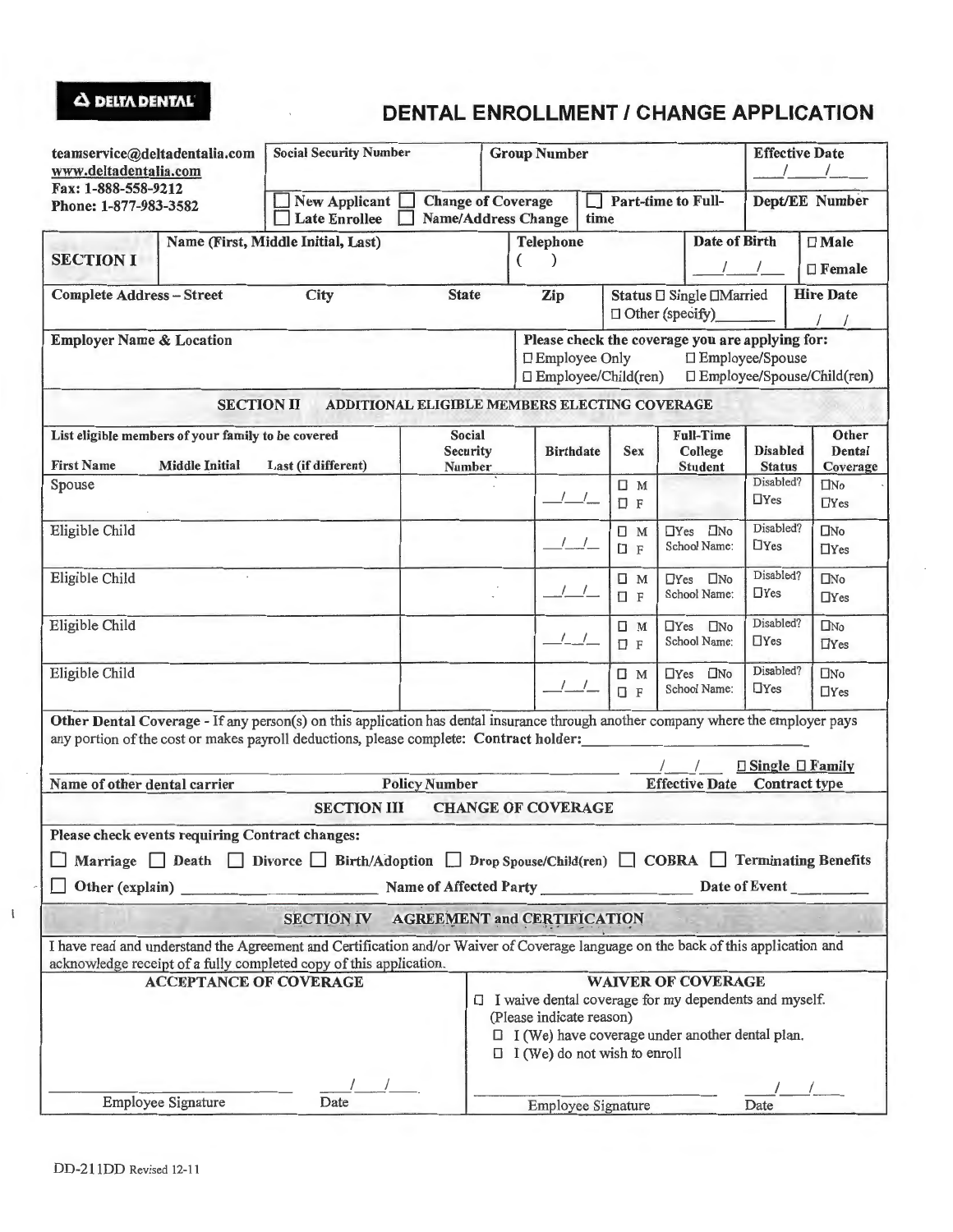DELTA DENTAL

# DENTAL ENROLLMENT / CHANGE APPLICATION

| teamservice@deltadentalia.com<br>www.deltadentalia.com<br>Fax: 1-888-558-9212<br>Phone: 1-877-983-3582 | Social Security Number | Group Number | Effective Date<br>___/___/___ |
|---|---|---|---|
| | ☐ New Applicant ☐ Late Enrollee | ☐ Change of Coverage ☐ Name/Address Change ☐ Part-time to Full-time | Dept/EE Number |

## SECTION I

| Name (First, Middle Initial, Last) | Telephone ( ) | Date of Birth ___/___/___ | ☐ Male ☐ Female |
|---|---|---|---|
| Complete Address – Street / City / State / Zip | Status ☐ Single ☐ Married ☐ Other (specify)________ | Hire Date / / | |
| Employer Name & Location | Please check the coverage you are applying for:<br>☐ Employee Only ☐ Employee/Spouse<br>☐ Employee/Child(ren) ☐ Employee/Spouse/Child(ren) | | |

## SECTION II ADDITIONAL ELIGIBLE MEMBERS ELECTING COVERAGE

| List eligible members of your family to be covered<br>First Name / Middle Initial / Last (if different) | Social Security Number | Birthdate | Sex | Full-Time College Student | Disabled Status | Other Dental Coverage |
|---|---|---|---|---|---|---|
| Spouse | | ___/___/___ | ☐ M ☐ F | | Disabled? ☐Yes | ☐No ☐Yes |
| Eligible Child | | ___/___/___ | ☐ M ☐ F | ☐Yes ☐No School Name: | Disabled? ☐Yes | ☐No ☐Yes |
| Eligible Child | | ___/___/___ | ☐ M ☐ F | ☐Yes ☐No School Name: | Disabled? ☐Yes | ☐No ☐Yes |
| Eligible Child | | ___/___/___ | ☐ M ☐ F | ☐Yes ☐No School Name: | Disabled? ☐Yes | ☐No ☐Yes |
| Eligible Child | | ___/___/___ | ☐ M ☐ F | ☐Yes ☐No School Name: | Disabled? ☐Yes | ☐No ☐Yes |

**Other Dental Coverage** - If any person(s) on this application has dental insurance through another company where the employer pays any portion of the cost or makes payroll deductions, please complete: **Contract holder:**________________

________________ ________________ ___/___/___ ☐ Single ☐ Family

Name of other dental carrier / Policy Number / Effective Date / Contract type

## SECTION III CHANGE OF COVERAGE

**Please check events requiring Contract changes:**

☐ Marriage ☐ Death ☐ Divorce ☐ Birth/Adoption ☐ Drop Spouse/Child(ren) ☐ COBRA ☐ Terminating Benefits

☐ Other (explain) ________________ Name of Affected Party ________________ Date of Event ________

## SECTION IV AGREEMENT and CERTIFICATION

I have read and understand the Agreement and Certification and/or Waiver of Coverage language on the back of this application and acknowledge receipt of a fully completed copy of this application.

| ACCEPTANCE OF COVERAGE | WAIVER OF COVERAGE |
|---|---|
| | ☐ I waive dental coverage for my dependents and myself. (Please indicate reason)<br>☐ I (We) have coverage under another dental plan.<br>☐ I (We) do not wish to enroll |
| ________________ ___/___/___<br>Employee Signature Date | ________________ ___/___/___<br>Employee Signature Date |

DD-211DD Revised 12-11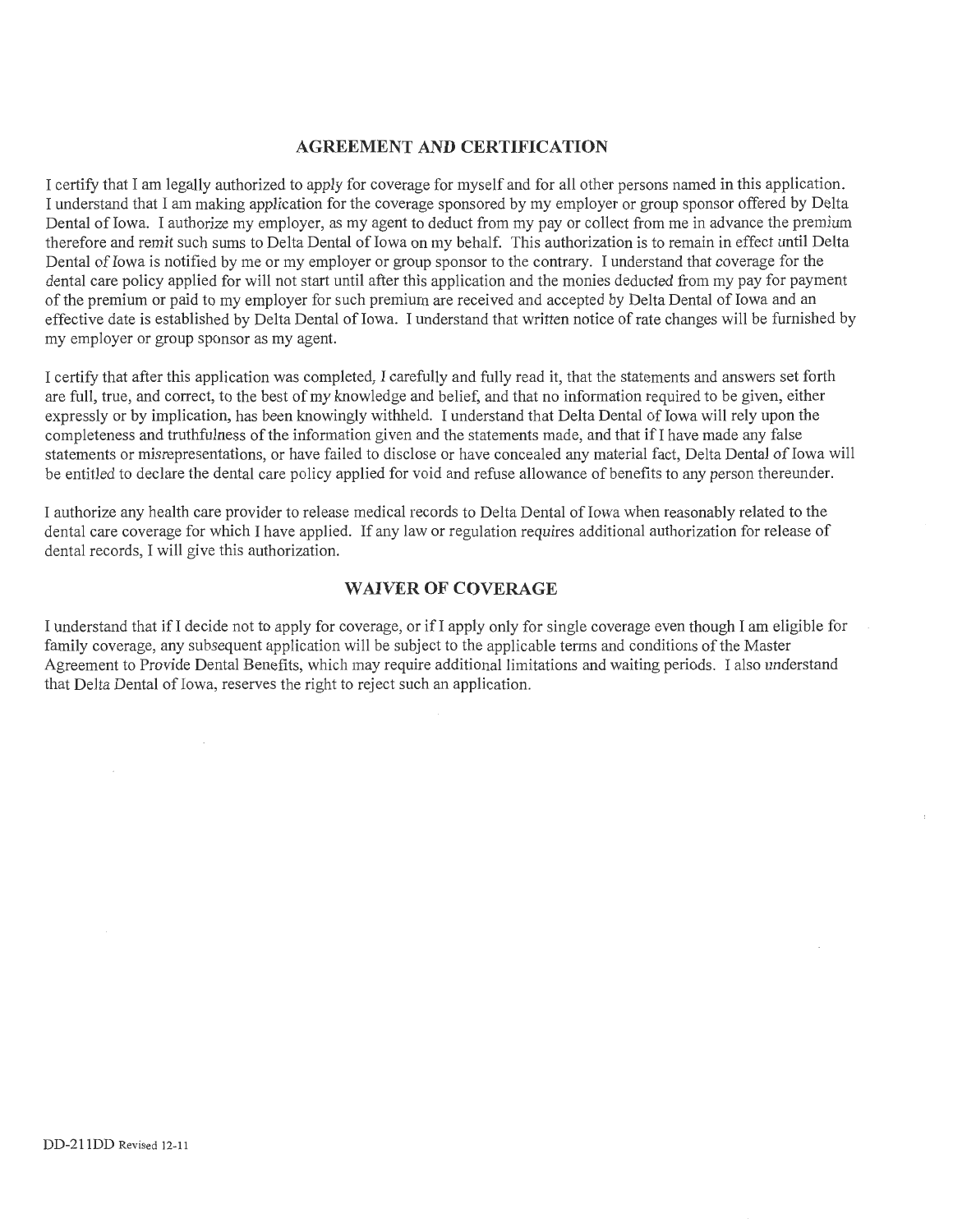## AGREEMENT AND CERTIFICATION

I certify that I am legally authorized to apply for coverage for myself and for all other persons named in this application. I understand that I am making application for the coverage sponsored by my employer or group sponsor offered by Delta Dental of Iowa. I authorize my employer, as my agent to deduct from my pay or collect from me in advance the premium therefore and remit such sums to Delta Dental of Iowa on my behalf. This authorization is to remain in effect until Delta Dental of Iowa is notified by me or my employer or group sponsor to the contrary. I understand that coverage for the dental care policy applied for will not start until after this application and the monies deducted from my pay for payment of the premium or paid to my employer for such premium are received and accepted by Delta Dental of Iowa and an effective date is established by Delta Dental of Iowa. I understand that written notice of rate changes will be furnished by my employer or group sponsor as my agent.

I certify that after this application was completed, I carefully and fully read it, that the statements and answers set forth are full, true, and correct, to the best of my knowledge and belief, and that no information required to be given, either expressly or by implication, has been knowingly withheld. I understand that Delta Dental of Iowa will rely upon the completeness and truthfulness of the information given and the statements made, and that if I have made any false statements or misrepresentations, or have failed to disclose or have concealed any material fact, Delta Dental of Iowa will be entitled to declare the dental care policy applied for void and refuse allowance of benefits to any person thereunder.

I authorize any health care provider to release medical records to Delta Dental of Iowa when reasonably related to the dental care coverage for which I have applied. If any law or regulation requires additional authorization for release of dental records, I will give this authorization.

## WAIVER OF COVERAGE

I understand that if I decide not to apply for coverage, or if I apply only for single coverage even though I am eligible for family coverage, any subsequent application will be subject to the applicable terms and conditions of the Master Agreement to Provide Dental Benefits, which may require additional limitations and waiting periods. I also understand that Delta Dental of Iowa, reserves the right to reject such an application.

DD-211DD Revised 12-11